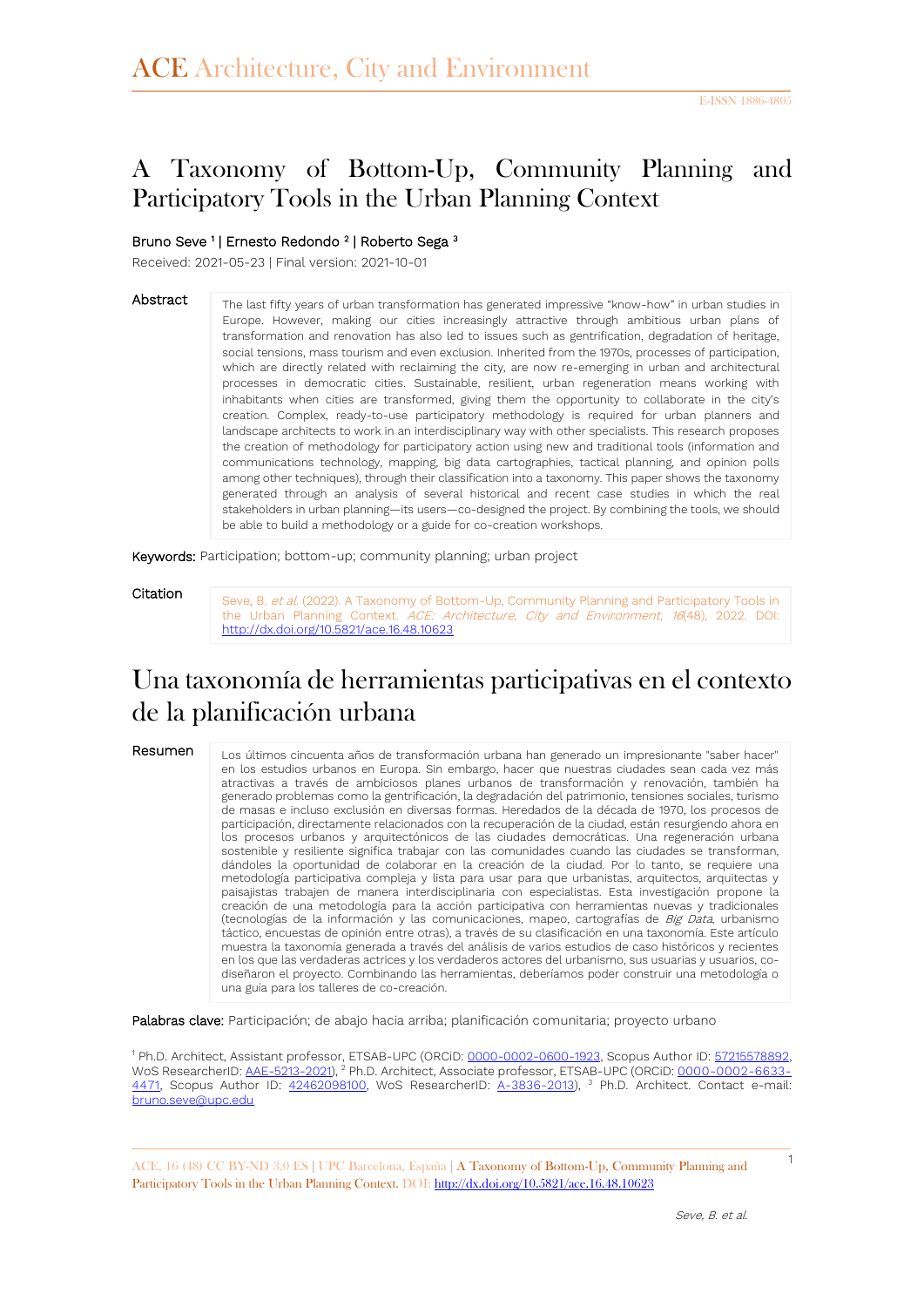# A Taxonomy of Bottom-Up, Community Planning and Participatory Tools in the Urban Planning Context

Bruno Seve [1] | Ernesto Redondo [2] | Roberto Sega [3]

Received: 2021-05-23 | Final version: 2021-10-01

**Abstract**

The last fifty years of urban transformation has generated impressive "know-how" in urban studies in Europe. However, making our cities increasingly attractive through ambitious urban plans of transformation and renovation has also led to issues such as gentrification, degradation of heritage, social tensions, mass tourism and even exclusion. Inherited from the 1970s, processes of participation, which are directly related with reclaiming the city, are now re-emerging in urban and architectural processes in democratic cities. Sustainable, resilient, urban regeneration means working with inhabitants when cities are transformed, giving them the opportunity to collaborate in the city's creation. Complex, ready-to-use participatory methodology is required for urban planners and landscape architects to work in an interdisciplinary way with other specialists. This research proposes the creation of methodology for participatory action using new and traditional tools (information and communications technology, mapping, big data cartographies, tactical planning, and opinion polls among other techniques), through their classification into a taxonomy. This paper shows the taxonomy generated through an analysis of several historical and recent case studies in which the real stakeholders in urban planning—its users—co-designed the project. By combining the tools, we should be able to build a methodology or a guide for co-creation workshops.

**Keywords:** Participation; bottom-up; community planning; urban project

**Citation**

Seve, B. *et al.* (2022). A Taxonomy of Bottom-Up, Community Planning and Participatory Tools in the Urban Planning Context. *ACE: Architecture, City and Environment*, *16*(48), 2022. DOI: http://dx.doi.org/10.5821/ace.16.48.10623

# Una taxonomía de herramientas participativas en el contexto de la planificación urbana

**Resumen**

Los últimos cincuenta años de transformación urbana han generado un impresionante "saber hacer" en los estudios urbanos en Europa. Sin embargo, hacer que nuestras ciudades sean cada vez más atractivas a través de ambiciosos planes urbanos de transformación y renovación, también ha generado problemas como la gentrificación, la degradación del patrimonio, tensiones sociales, turismo de masas e incluso exclusión en diversas formas. Heredados de la década de 1970, los procesos de participación, directamente relacionados con la recuperación de la ciudad, están resurgiendo ahora en los procesos urbanos y arquitectónicos de las ciudades democráticas. Una regeneración urbana sostenible y resiliente significa trabajar con las comunidades cuando las ciudades se transforman, dándoles la oportunidad de colaborar en la creación de la ciudad. Por lo tanto, se requiere una metodología participativa compleja y lista para usar para que urbanistas, arquitectos, arquitectas y paisajistas trabajen de manera interdisciplinaria con especialistas. Esta investigación propone la creación de una metodología para la acción participativa con herramientas nuevas y tradicionales (tecnologías de la información y las comunicaciones, mapeo, cartografías de *Big Data*, urbanismo táctico, encuestas de opinión entre otras), a través de su clasificación en una taxonomía. Este artículo muestra la taxonomía generada a través del análisis de varios estudios de caso históricos y recientes en los que las verdaderas actrices y los verdaderos actores del urbanismo, sus usuarias y usuarios, co-diseñaron el proyecto. Combinando las herramientas, deberíamos poder construir una metodología o una guía para los talleres de co-creación.

**Palabras clave:** Participación; de abajo hacia arriba; planificación comunitaria; proyecto urbano

[1] Ph.D. Architect, Assistant professor, ETSAB-UPC (ORCiD: 0000-0002-0600-1923, Scopus Author ID: 57215578892, WoS ResearcherID: AAE-5213-2021), [2] Ph.D. Architect, Associate professor, ETSAB-UPC (ORCiD: 0000-0002-6633-4471, Scopus Author ID: 42462098100, WoS ResearcherID: A-3836-2013), [3] Ph.D. Architect. Contact e-mail: bruno.seve@upc.edu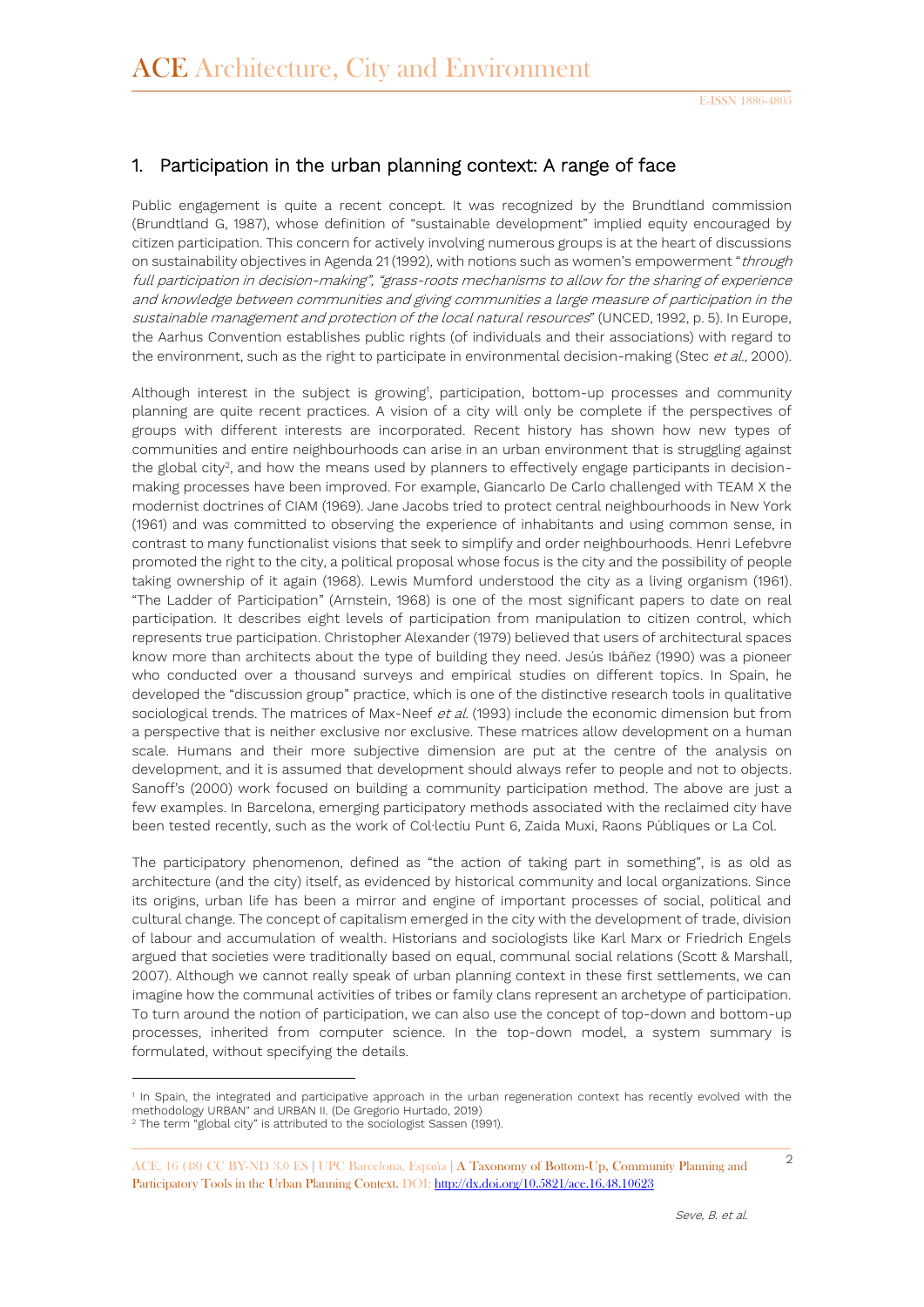## 1. Participation in the urban planning context: A range of face

Public engagement is quite a recent concept. It was recognized by the Brundtland commission (Brundtland G, 1987), whose definition of "sustainable development" implied equity encouraged by citizen participation. This concern for actively involving numerous groups is at the heart of discussions on sustainability objectives in Agenda 21 (1992), with notions such as women's empowerment "*through full participation in decision-making*", "*grass-roots mechanisms to allow for the sharing of experience and knowledge between communities and giving communities a large measure of participation in the sustainable management and protection of the local natural resources*" (UNCED, 1992, p. 5). In Europe, the Aarhus Convention establishes public rights (of individuals and their associations) with regard to the environment, such as the right to participate in environmental decision-making (Stec *et al.,* 2000).

Although interest in the subject is growing[1], participation, bottom-up processes and community planning are quite recent practices. A vision of a city will only be complete if the perspectives of groups with different interests are incorporated. Recent history has shown how new types of communities and entire neighbourhoods can arise in an urban environment that is struggling against the global city[2], and how the means used by planners to effectively engage participants in decision-making processes have been improved. For example, Giancarlo De Carlo challenged with TEAM X the modernist doctrines of CIAM (1969). Jane Jacobs tried to protect central neighbourhoods in New York (1961) and was committed to observing the experience of inhabitants and using common sense, in contrast to many functionalist visions that seek to simplify and order neighbourhoods. Henri Lefebvre promoted the right to the city, a political proposal whose focus is the city and the possibility of people taking ownership of it again (1968). Lewis Mumford understood the city as a living organism (1961). "The Ladder of Participation" (Arnstein, 1968) is one of the most significant papers to date on real participation. It describes eight levels of participation from manipulation to citizen control, which represents true participation. Christopher Alexander (1979) believed that users of architectural spaces know more than architects about the type of building they need. Jesús Ibáñez (1990) was a pioneer who conducted over a thousand surveys and empirical studies on different topics. In Spain, he developed the "discussion group" practice, which is one of the distinctive research tools in qualitative sociological trends. The matrices of Max-Neef *et al.* (1993) include the economic dimension but from a perspective that is neither exclusive nor exclusive. These matrices allow development on a human scale. Humans and their more subjective dimension are put at the centre of the analysis on development, and it is assumed that development should always refer to people and not to objects. Sanoff's (2000) work focused on building a community participation method. The above are just a few examples. In Barcelona, emerging participatory methods associated with the reclaimed city have been tested recently, such as the work of Col·lectiu Punt 6, Zaida Muxi, Raons Públiques or La Col.

The participatory phenomenon, defined as "the action of taking part in something", is as old as architecture (and the city) itself, as evidenced by historical community and local organizations. Since its origins, urban life has been a mirror and engine of important processes of social, political and cultural change. The concept of capitalism emerged in the city with the development of trade, division of labour and accumulation of wealth. Historians and sociologists like Karl Marx or Friedrich Engels argued that societies were traditionally based on equal, communal social relations (Scott & Marshall, 2007). Although we cannot really speak of urban planning context in these first settlements, we can imagine how the communal activities of tribes or family clans represent an archetype of participation. To turn around the notion of participation, we can also use the concept of top-down and bottom-up processes, inherited from computer science. In the top-down model, a system summary is formulated, without specifying the details.

---

[1] In Spain, the integrated and participative approach in the urban regeneration context has recently evolved with the methodology URBAN" and URBAN II. (De Gregorio Hurtado, 2019)

[2] The term "global city" is attributed to the sociologist Sassen (1991).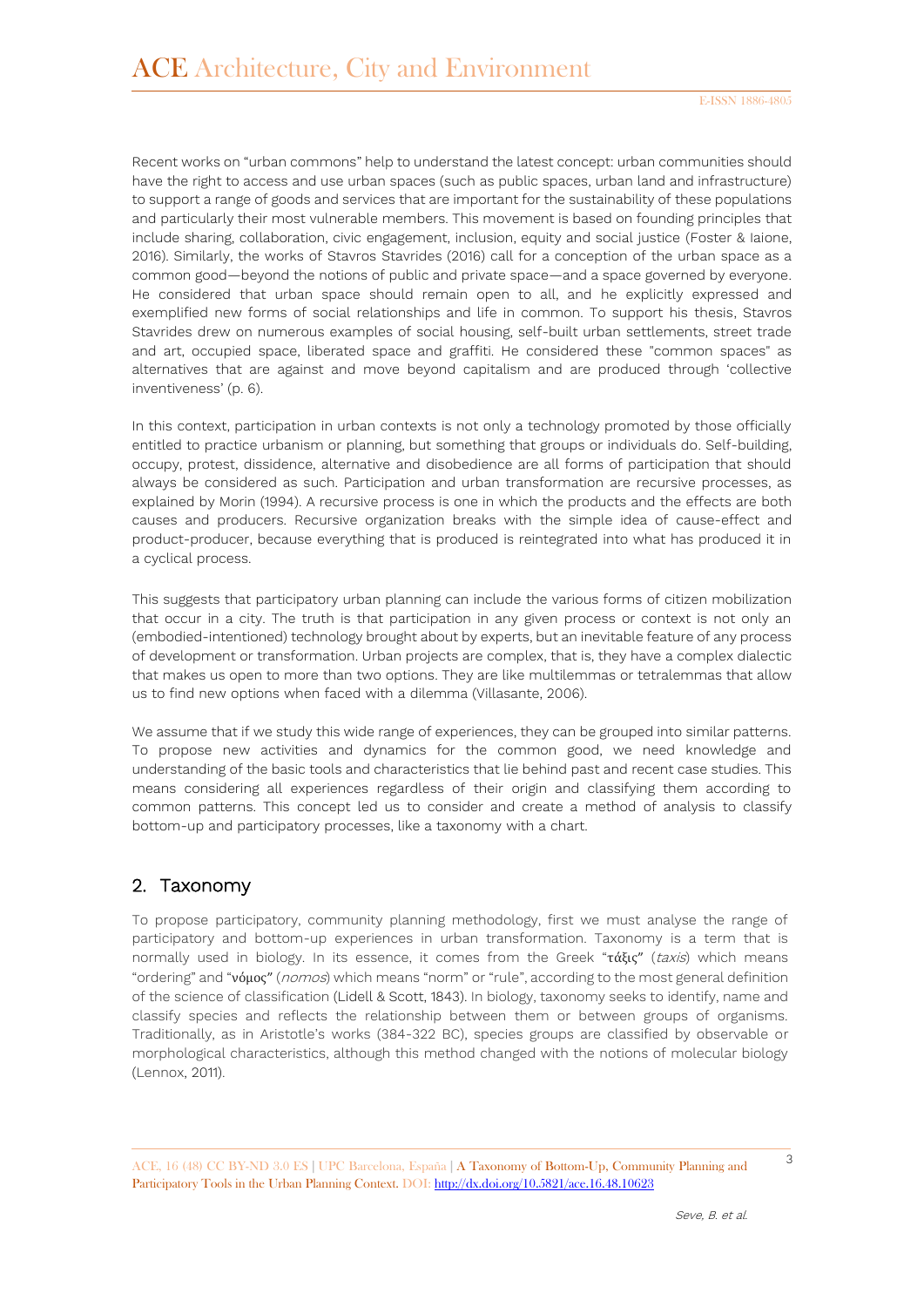Recent works on "urban commons" help to understand the latest concept: urban communities should have the right to access and use urban spaces (such as public spaces, urban land and infrastructure) to support a range of goods and services that are important for the sustainability of these populations and particularly their most vulnerable members. This movement is based on founding principles that include sharing, collaboration, civic engagement, inclusion, equity and social justice (Foster & Iaione, 2016). Similarly, the works of Stavros Stavrides (2016) call for a conception of the urban space as a common good—beyond the notions of public and private space—and a space governed by everyone. He considered that urban space should remain open to all, and he explicitly expressed and exemplified new forms of social relationships and life in common. To support his thesis, Stavros Stavrides drew on numerous examples of social housing, self-built urban settlements, street trade and art, occupied space, liberated space and graffiti. He considered these "common spaces" as alternatives that are against and move beyond capitalism and are produced through 'collective inventiveness' (p. 6).

In this context, participation in urban contexts is not only a technology promoted by those officially entitled to practice urbanism or planning, but something that groups or individuals do. Self-building, occupy, protest, dissidence, alternative and disobedience are all forms of participation that should always be considered as such. Participation and urban transformation are recursive processes, as explained by Morin (1994). A recursive process is one in which the products and the effects are both causes and producers. Recursive organization breaks with the simple idea of cause-effect and product-producer, because everything that is produced is reintegrated into what has produced it in a cyclical process.

This suggests that participatory urban planning can include the various forms of citizen mobilization that occur in a city. The truth is that participation in any given process or context is not only an (embodied-intentioned) technology brought about by experts, but an inevitable feature of any process of development or transformation. Urban projects are complex, that is, they have a complex dialectic that makes us open to more than two options. They are like multilemmas or tetralemmas that allow us to find new options when faced with a dilemma (Villasante, 2006).

We assume that if we study this wide range of experiences, they can be grouped into similar patterns. To propose new activities and dynamics for the common good, we need knowledge and understanding of the basic tools and characteristics that lie behind past and recent case studies. This means considering all experiences regardless of their origin and classifying them according to common patterns. This concept led us to consider and create a method of analysis to classify bottom-up and participatory processes, like a taxonomy with a chart.

## 2. Taxonomy

To propose participatory, community planning methodology, first we must analyse the range of participatory and bottom-up experiences in urban transformation. Taxonomy is a term that is normally used in biology. In its essence, it comes from the Greek "**τάξις**" (*taxis*) which means "ordering" and "**νόμος**" (*nomos*) which means "norm" or "rule", according to the most general definition of the science of classification (Lidell & Scott, 1843). In biology, taxonomy seeks to identify, name and classify species and reflects the relationship between them or between groups of organisms. Traditionally, as in Aristotle's works (384-322 BC), species groups are classified by observable or morphological characteristics, although this method changed with the notions of molecular biology (Lennox, 2011).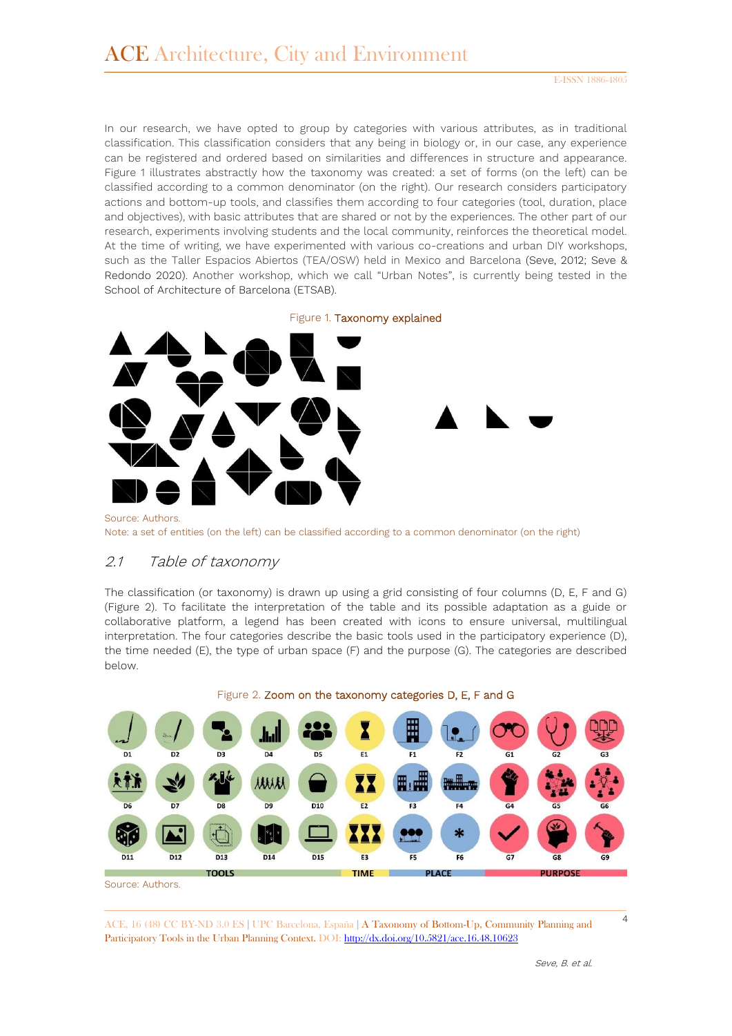In our research, we have opted to group by categories with various attributes, as in traditional classification. This classification considers that any being in biology or, in our case, any experience can be registered and ordered based on similarities and differences in structure and appearance. Figure 1 illustrates abstractly how the taxonomy was created: a set of forms (on the left) can be classified according to a common denominator (on the right). Our research considers participatory actions and bottom-up tools, and classifies them according to four categories (tool, duration, place and objectives), with basic attributes that are shared or not by the experiences. The other part of our research, experiments involving students and the local community, reinforces the theoretical model. At the time of writing, we have experimented with various co-creations and urban DIY workshops, such as the Taller Espacios Abiertos (TEA/OSW) held in Mexico and Barcelona (Seve, 2012; Seve & Redondo 2020). Another workshop, which we call "Urban Notes", is currently being tested in the School of Architecture of Barcelona (ETSAB).

Figure 1. Taxonomy explained

Source: Authors.
Note: a set of entities (on the left) can be classified according to a common denominator (on the right)

## 2.1 Table of taxonomy

The classification (or taxonomy) is drawn up using a grid consisting of four columns (D, E, F and G) (Figure 2). To facilitate the interpretation of the table and its possible adaptation as a guide or collaborative platform, a legend has been created with icons to ensure universal, multilingual interpretation. The four categories describe the basic tools used in the participatory experience (D), the time needed (E), the type of urban space (F) and the purpose (G). The categories are described below.

Figure 2. Zoom on the taxonomy categories D, E, F and G

| TOOLS | | | | | TIME | PLACE | | PURPOSE | | |
|---|---|---|---|---|---|---|---|---|---|---|
| D1 | D2 | D3 | D4 | D5 | E1 | F1 | F2 | G1 | G2 | G3 |
| D6 | D7 | D8 | D9 | D10 | E2 | F3 | F4 | G4 | G5 | G6 |
| D11 | D12 | D13 | D14 | D15 | E3 | F5 | F6 | G7 | G8 | G9 |

Source: Authors.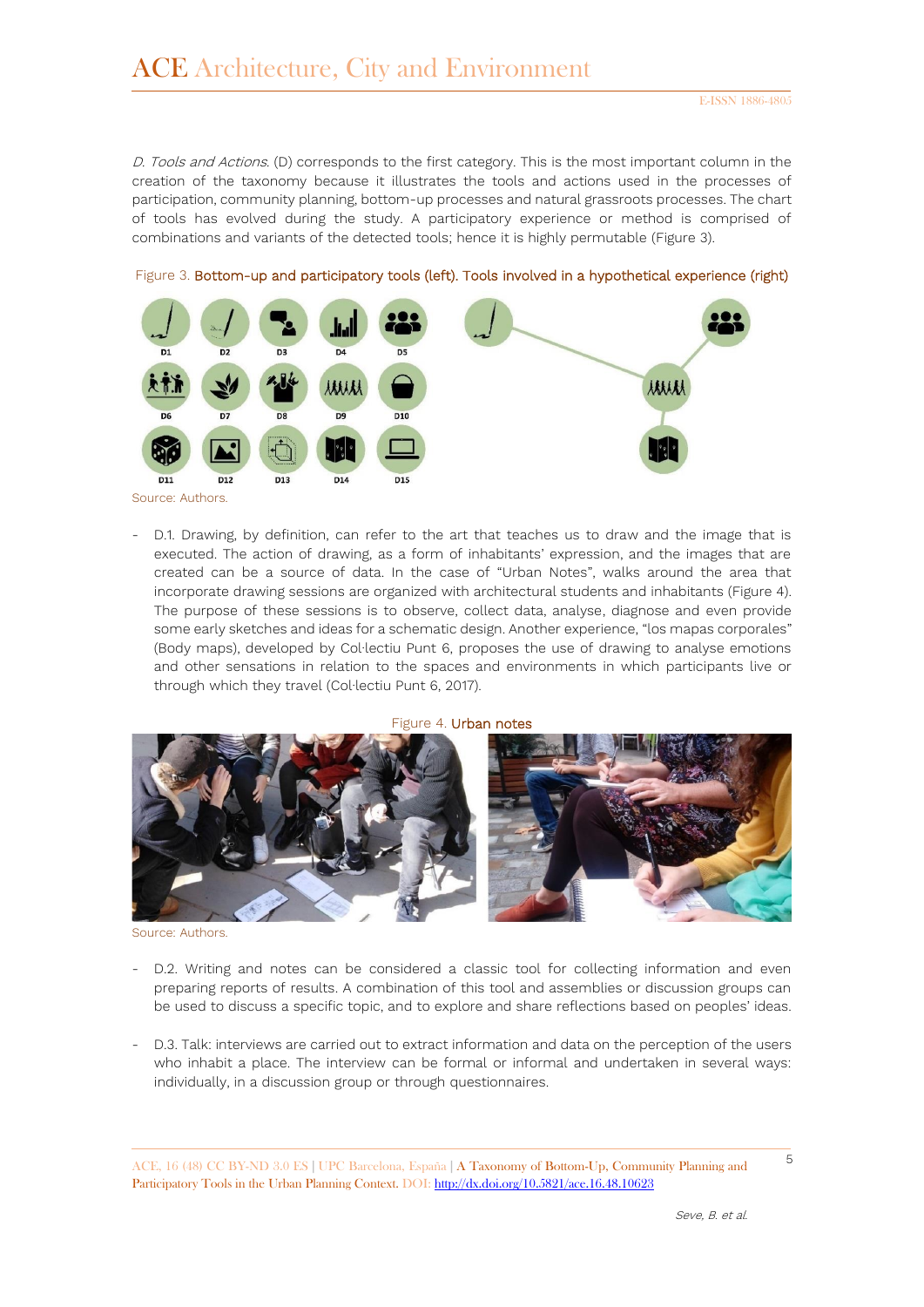*D. Tools and Actions.* (D) corresponds to the first category. This is the most important column in the creation of the taxonomy because it illustrates the tools and actions used in the processes of participation, community planning, bottom-up processes and natural grassroots processes. The chart of tools has evolved during the study. A participatory experience or method is comprised of combinations and variants of the detected tools; hence it is highly permutable (Figure 3).

Figure 3. Bottom-up and participatory tools (left). Tools involved in a hypothetical experience (right)

Source: Authors.

- D.1. Drawing, by definition, can refer to the art that teaches us to draw and the image that is executed. The action of drawing, as a form of inhabitants' expression, and the images that are created can be a source of data. In the case of "Urban Notes", walks around the area that incorporate drawing sessions are organized with architectural students and inhabitants (Figure 4). The purpose of these sessions is to observe, collect data, analyse, diagnose and even provide some early sketches and ideas for a schematic design. Another experience, "los mapas corporales" (Body maps), developed by Col·lectiu Punt 6, proposes the use of drawing to analyse emotions and other sensations in relation to the spaces and environments in which participants live or through which they travel (Col·lectiu Punt 6, 2017).

Figure 4. Urban notes

Source: Authors.

- D.2. Writing and notes can be considered a classic tool for collecting information and even preparing reports of results. A combination of this tool and assemblies or discussion groups can be used to discuss a specific topic, and to explore and share reflections based on peoples' ideas.

- D.3. Talk: interviews are carried out to extract information and data on the perception of the users who inhabit a place. The interview can be formal or informal and undertaken in several ways: individually, in a discussion group or through questionnaires.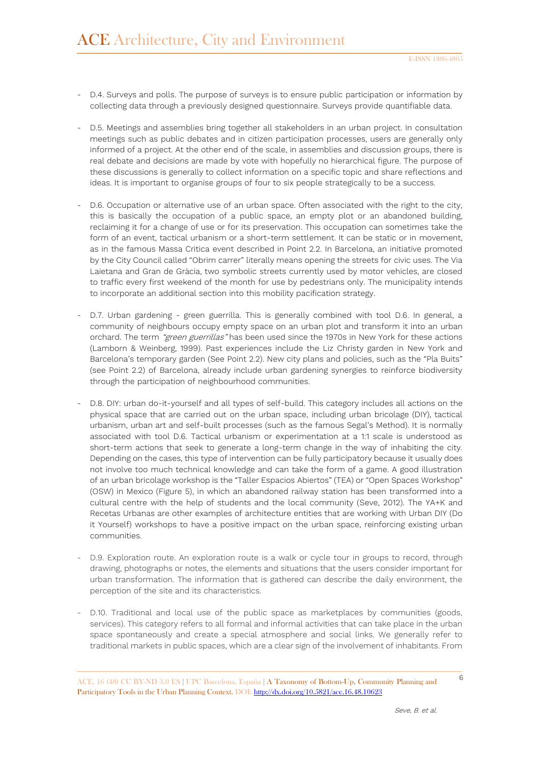- D.4. Surveys and polls. The purpose of surveys is to ensure public participation or information by collecting data through a previously designed questionnaire. Surveys provide quantifiable data.

- D.5. Meetings and assemblies bring together all stakeholders in an urban project. In consultation meetings such as public debates and in citizen participation processes, users are generally only informed of a project. At the other end of the scale, in assemblies and discussion groups, there is real debate and decisions are made by vote with hopefully no hierarchical figure. The purpose of these discussions is generally to collect information on a specific topic and share reflections and ideas. It is important to organise groups of four to six people strategically to be a success.

- D.6. Occupation or alternative use of an urban space. Often associated with the right to the city, this is basically the occupation of a public space, an empty plot or an abandoned building, reclaiming it for a change of use or for its preservation. This occupation can sometimes take the form of an event, tactical urbanism or a short-term settlement. It can be static or in movement, as in the famous Massa Critica event described in Point 2.2. In Barcelona, an initiative promoted by the City Council called "Obrim carrer" literally means opening the streets for civic uses. The Via Laietana and Gran de Gràcia, two symbolic streets currently used by motor vehicles, are closed to traffic every first weekend of the month for use by pedestrians only. The municipality intends to incorporate an additional section into this mobility pacification strategy.

- D.7. Urban gardening - green guerrilla. This is generally combined with tool D.6. In general, a community of neighbours occupy empty space on an urban plot and transform it into an urban orchard. The term *"green guerrillas"* has been used since the 1970s in New York for these actions (Lamborn & Weinberg, 1999). Past experiences include the Liz Christy garden in New York and Barcelona's temporary garden (See Point 2.2). New city plans and policies, such as the "Pla Buits" (see Point 2.2) of Barcelona, already include urban gardening synergies to reinforce biodiversity through the participation of neighbourhood communities.

- D.8. DIY: urban do-it-yourself and all types of self-build. This category includes all actions on the physical space that are carried out on the urban space, including urban bricolage (DIY), tactical urbanism, urban art and self-built processes (such as the famous Segal's Method). It is normally associated with tool D.6. Tactical urbanism or experimentation at a 1:1 scale is understood as short-term actions that seek to generate a long-term change in the way of inhabiting the city. Depending on the cases, this type of intervention can be fully participatory because it usually does not involve too much technical knowledge and can take the form of a game. A good illustration of an urban bricolage workshop is the "Taller Espacios Abiertos" (TEA) or "Open Spaces Workshop" (OSW) in Mexico (Figure 5), in which an abandoned railway station has been transformed into a cultural centre with the help of students and the local community (Seve, 2012). The YA+K and Recetas Urbanas are other examples of architecture entities that are working with Urban DIY (Do it Yourself) workshops to have a positive impact on the urban space, reinforcing existing urban communities.

- D.9. Exploration route. An exploration route is a walk or cycle tour in groups to record, through drawing, photographs or notes, the elements and situations that the users consider important for urban transformation. The information that is gathered can describe the daily environment, the perception of the site and its characteristics.

- D.10. Traditional and local use of the public space as marketplaces by communities (goods, services). This category refers to all formal and informal activities that can take place in the urban space spontaneously and create a special atmosphere and social links. We generally refer to traditional markets in public spaces, which are a clear sign of the involvement of inhabitants. From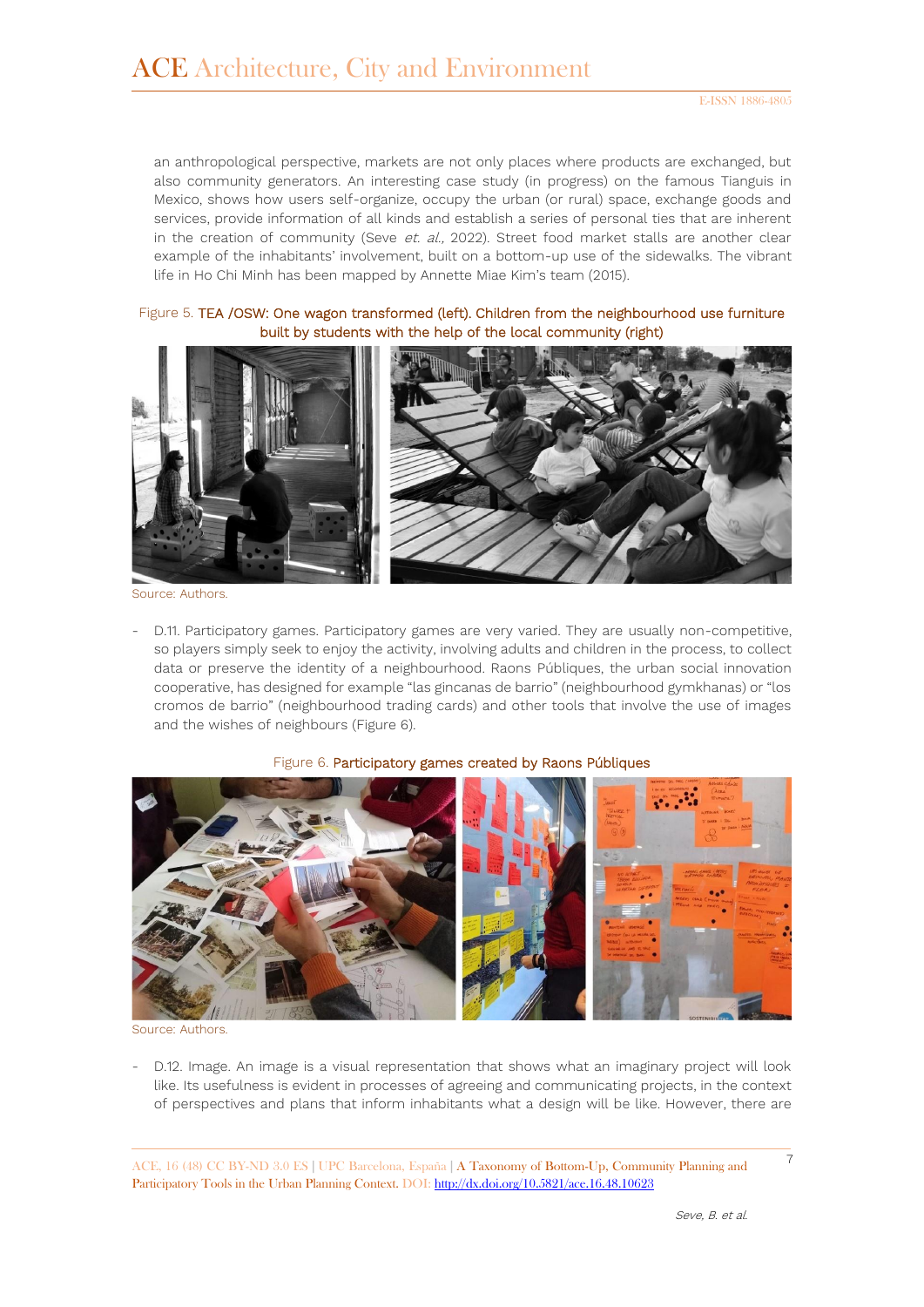an anthropological perspective, markets are not only places where products are exchanged, but also community generators. An interesting case study (in progress) on the famous Tianguis in Mexico, shows how users self-organize, occupy the urban (or rural) space, exchange goods and services, provide information of all kinds and establish a series of personal ties that are inherent in the creation of community (Seve *et. al.,* 2022). Street food market stalls are another clear example of the inhabitants' involvement, built on a bottom-up use of the sidewalks. The vibrant life in Ho Chi Minh has been mapped by Annette Miae Kim's team (2015).

Figure 5. TEA /OSW: One wagon transformed (left). Children from the neighbourhood use furniture built by students with the help of the local community (right)

Source: Authors.

- D.11. Participatory games. Participatory games are very varied. They are usually non-competitive, so players simply seek to enjoy the activity, involving adults and children in the process, to collect data or preserve the identity of a neighbourhood. Raons Públiques, the urban social innovation cooperative, has designed for example "las gincanas de barrio" (neighbourhood gymkhanas) or "los cromos de barrio" (neighbourhood trading cards) and other tools that involve the use of images and the wishes of neighbours (Figure 6).

Figure 6. Participatory games created by Raons Públiques

Source: Authors.

- D.12. Image. An image is a visual representation that shows what an imaginary project will look like. Its usefulness is evident in processes of agreeing and communicating projects, in the context of perspectives and plans that inform inhabitants what a design will be like. However, there are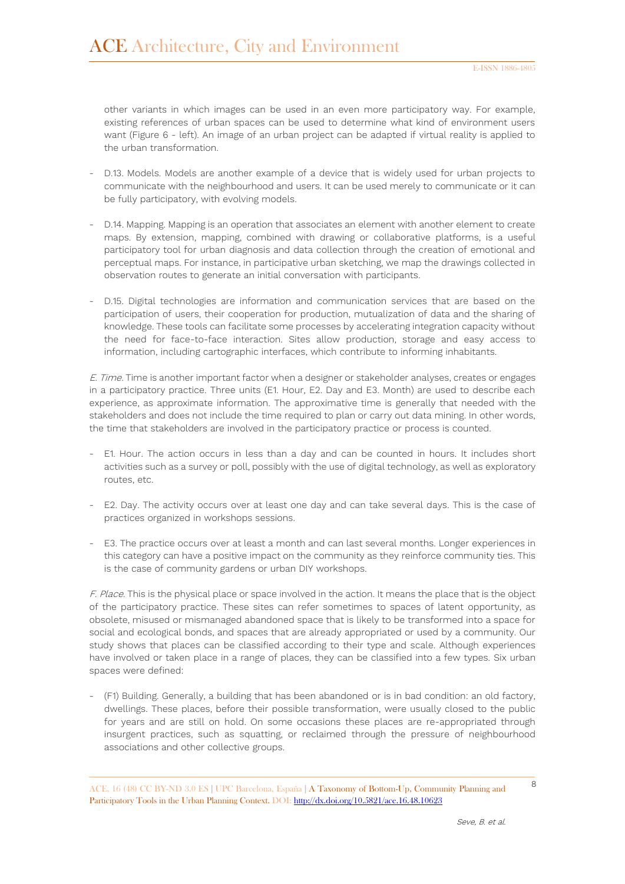other variants in which images can be used in an even more participatory way. For example, existing references of urban spaces can be used to determine what kind of environment users want (Figure 6 - left). An image of an urban project can be adapted if virtual reality is applied to the urban transformation.

- D.13. Models. Models are another example of a device that is widely used for urban projects to communicate with the neighbourhood and users. It can be used merely to communicate or it can be fully participatory, with evolving models.

- D.14. Mapping. Mapping is an operation that associates an element with another element to create maps. By extension, mapping, combined with drawing or collaborative platforms, is a useful participatory tool for urban diagnosis and data collection through the creation of emotional and perceptual maps. For instance, in participative urban sketching, we map the drawings collected in observation routes to generate an initial conversation with participants.

- D.15. Digital technologies are information and communication services that are based on the participation of users, their cooperation for production, mutualization of data and the sharing of knowledge. These tools can facilitate some processes by accelerating integration capacity without the need for face-to-face interaction. Sites allow production, storage and easy access to information, including cartographic interfaces, which contribute to informing inhabitants.

*E. Time.* Time is another important factor when a designer or stakeholder analyses, creates or engages in a participatory practice. Three units (E1. Hour, E2. Day and E3. Month) are used to describe each experience, as approximate information. The approximative time is generally that needed with the stakeholders and does not include the time required to plan or carry out data mining. In other words, the time that stakeholders are involved in the participatory practice or process is counted.

- E1. Hour. The action occurs in less than a day and can be counted in hours. It includes short activities such as a survey or poll, possibly with the use of digital technology, as well as exploratory routes, etc.

- E2. Day. The activity occurs over at least one day and can take several days. This is the case of practices organized in workshops sessions.

- E3. The practice occurs over at least a month and can last several months. Longer experiences in this category can have a positive impact on the community as they reinforce community ties. This is the case of community gardens or urban DIY workshops.

*F. Place.* This is the physical place or space involved in the action. It means the place that is the object of the participatory practice. These sites can refer sometimes to spaces of latent opportunity, as obsolete, misused or mismanaged abandoned space that is likely to be transformed into a space for social and ecological bonds, and spaces that are already appropriated or used by a community. Our study shows that places can be classified according to their type and scale. Although experiences have involved or taken place in a range of places, they can be classified into a few types. Six urban spaces were defined:

- (F1) Building. Generally, a building that has been abandoned or is in bad condition: an old factory, dwellings. These places, before their possible transformation, were usually closed to the public for years and are still on hold. On some occasions these places are re-appropriated through insurgent practices, such as squatting, or reclaimed through the pressure of neighbourhood associations and other collective groups.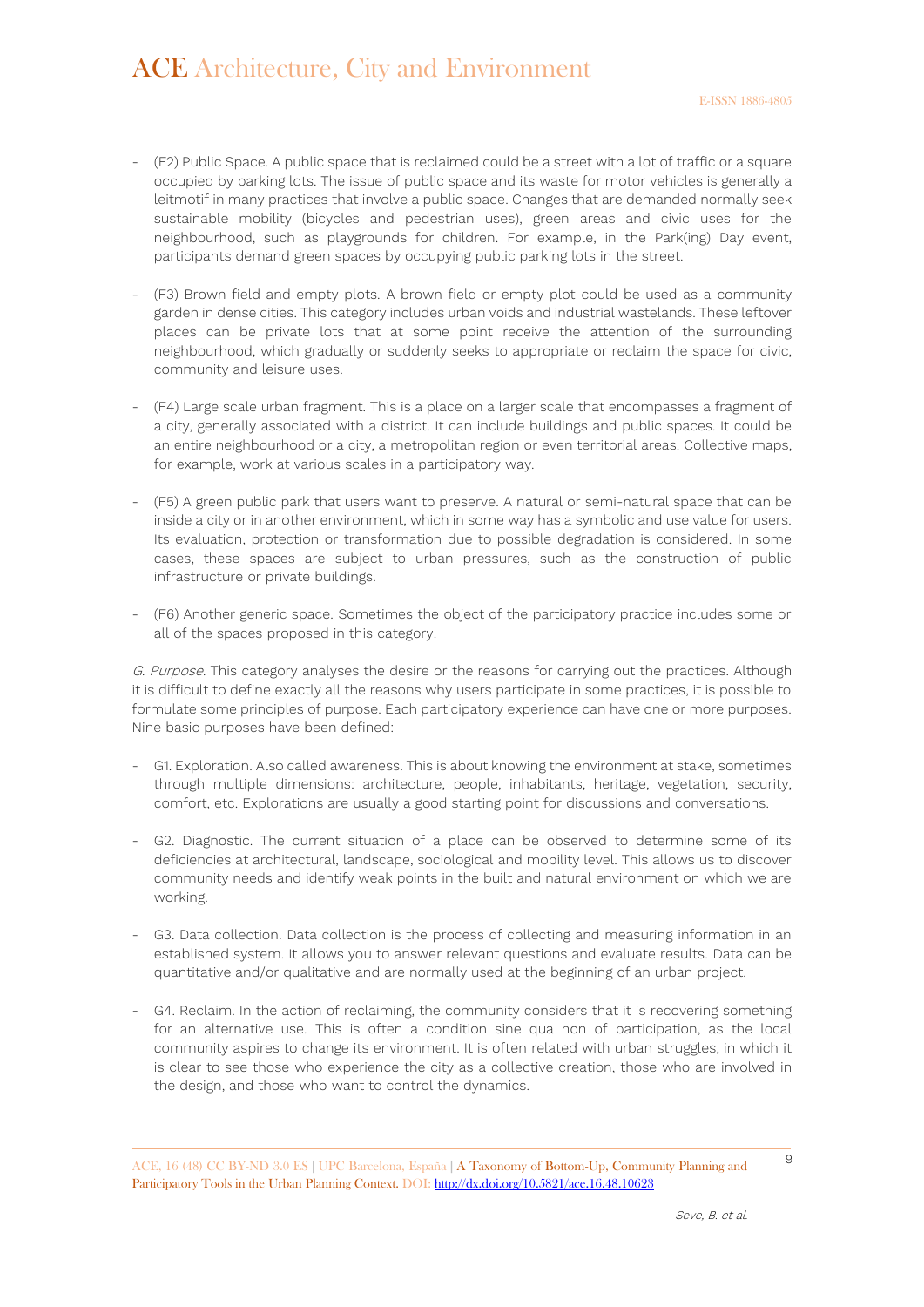- (F2) Public Space. A public space that is reclaimed could be a street with a lot of traffic or a square occupied by parking lots. The issue of public space and its waste for motor vehicles is generally a leitmotif in many practices that involve a public space. Changes that are demanded normally seek sustainable mobility (bicycles and pedestrian uses), green areas and civic uses for the neighbourhood, such as playgrounds for children. For example, in the Park(ing) Day event, participants demand green spaces by occupying public parking lots in the street.

- (F3) Brown field and empty plots. A brown field or empty plot could be used as a community garden in dense cities. This category includes urban voids and industrial wastelands. These leftover places can be private lots that at some point receive the attention of the surrounding neighbourhood, which gradually or suddenly seeks to appropriate or reclaim the space for civic, community and leisure uses.

- (F4) Large scale urban fragment. This is a place on a larger scale that encompasses a fragment of a city, generally associated with a district. It can include buildings and public spaces. It could be an entire neighbourhood or a city, a metropolitan region or even territorial areas. Collective maps, for example, work at various scales in a participatory way.

- (F5) A green public park that users want to preserve. A natural or semi-natural space that can be inside a city or in another environment, which in some way has a symbolic and use value for users. Its evaluation, protection or transformation due to possible degradation is considered. In some cases, these spaces are subject to urban pressures, such as the construction of public infrastructure or private buildings.

- (F6) Another generic space. Sometimes the object of the participatory practice includes some or all of the spaces proposed in this category.

*G. Purpose*. This category analyses the desire or the reasons for carrying out the practices. Although it is difficult to define exactly all the reasons why users participate in some practices, it is possible to formulate some principles of purpose. Each participatory experience can have one or more purposes. Nine basic purposes have been defined:

- G1. Exploration. Also called awareness. This is about knowing the environment at stake, sometimes through multiple dimensions: architecture, people, inhabitants, heritage, vegetation, security, comfort, etc. Explorations are usually a good starting point for discussions and conversations.

- G2. Diagnostic. The current situation of a place can be observed to determine some of its deficiencies at architectural, landscape, sociological and mobility level. This allows us to discover community needs and identify weak points in the built and natural environment on which we are working.

- G3. Data collection. Data collection is the process of collecting and measuring information in an established system. It allows you to answer relevant questions and evaluate results. Data can be quantitative and/or qualitative and are normally used at the beginning of an urban project.

- G4. Reclaim. In the action of reclaiming, the community considers that it is recovering something for an alternative use. This is often a condition sine qua non of participation, as the local community aspires to change its environment. It is often related with urban struggles, in which it is clear to see those who experience the city as a collective creation, those who are involved in the design, and those who want to control the dynamics.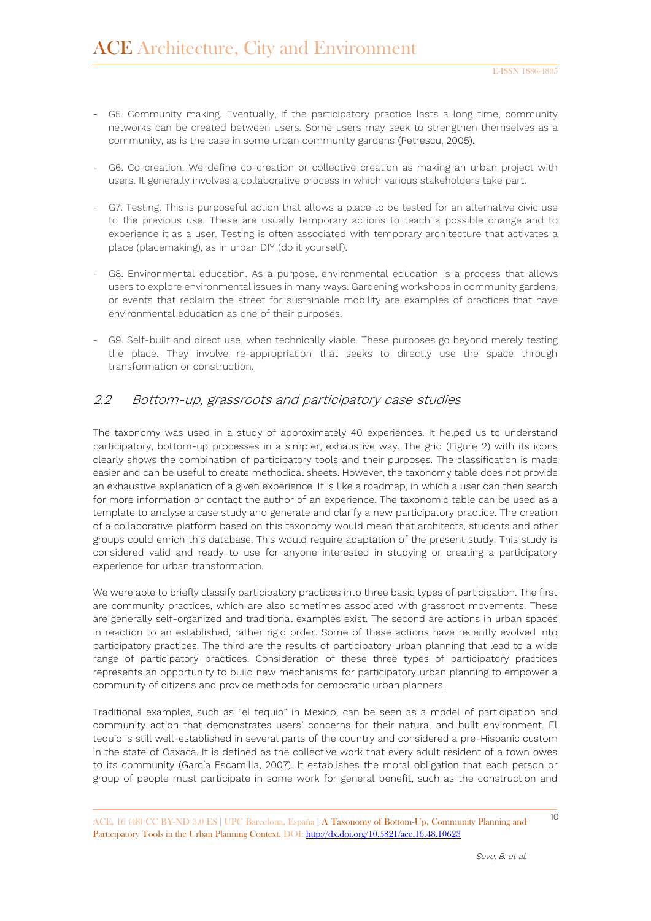- G5. Community making. Eventually, if the participatory practice lasts a long time, community networks can be created between users. Some users may seek to strengthen themselves as a community, as is the case in some urban community gardens (Petrescu, 2005).

- G6. Co-creation. We define co-creation or collective creation as making an urban project with users. It generally involves a collaborative process in which various stakeholders take part.

- G7. Testing. This is purposeful action that allows a place to be tested for an alternative civic use to the previous use. These are usually temporary actions to teach a possible change and to experience it as a user. Testing is often associated with temporary architecture that activates a place (placemaking), as in urban DIY (do it yourself).

- G8. Environmental education. As a purpose, environmental education is a process that allows users to explore environmental issues in many ways. Gardening workshops in community gardens, or events that reclaim the street for sustainable mobility are examples of practices that have environmental education as one of their purposes.

- G9. Self-built and direct use, when technically viable. These purposes go beyond merely testing the place. They involve re-appropriation that seeks to directly use the space through transformation or construction.

## 2.2 Bottom-up, grassroots and participatory case studies

The taxonomy was used in a study of approximately 40 experiences. It helped us to understand participatory, bottom-up processes in a simpler, exhaustive way. The grid (Figure 2) with its icons clearly shows the combination of participatory tools and their purposes. The classification is made easier and can be useful to create methodical sheets. However, the taxonomy table does not provide an exhaustive explanation of a given experience. It is like a roadmap, in which a user can then search for more information or contact the author of an experience. The taxonomic table can be used as a template to analyse a case study and generate and clarify a new participatory practice. The creation of a collaborative platform based on this taxonomy would mean that architects, students and other groups could enrich this database. This would require adaptation of the present study. This study is considered valid and ready to use for anyone interested in studying or creating a participatory experience for urban transformation.

We were able to briefly classify participatory practices into three basic types of participation. The first are community practices, which are also sometimes associated with grassroot movements. These are generally self-organized and traditional examples exist. The second are actions in urban spaces in reaction to an established, rather rigid order. Some of these actions have recently evolved into participatory practices. The third are the results of participatory urban planning that lead to a wide range of participatory practices. Consideration of these three types of participatory practices represents an opportunity to build new mechanisms for participatory urban planning to empower a community of citizens and provide methods for democratic urban planners.

Traditional examples, such as "el tequio" in Mexico, can be seen as a model of participation and community action that demonstrates users' concerns for their natural and built environment. El tequio is still well-established in several parts of the country and considered a pre-Hispanic custom in the state of Oaxaca. It is defined as the collective work that every adult resident of a town owes to its community (García Escamilla, 2007). It establishes the moral obligation that each person or group of people must participate in some work for general benefit, such as the construction and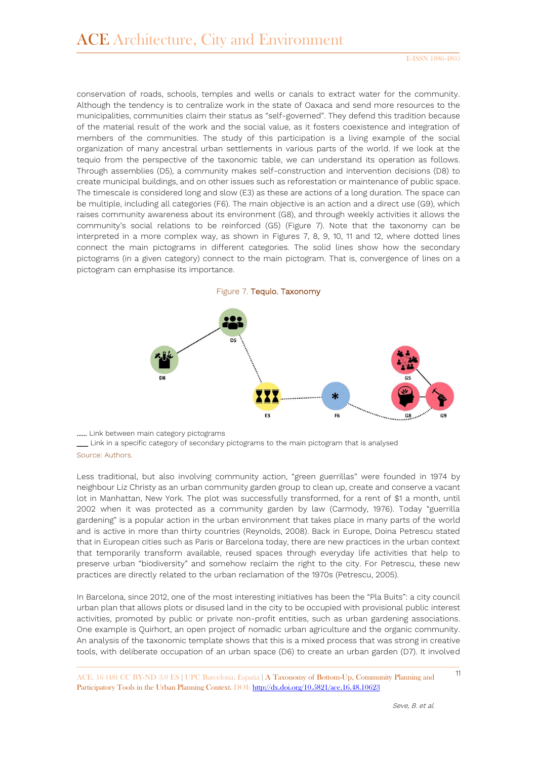conservation of roads, schools, temples and wells or canals to extract water for the community. Although the tendency is to centralize work in the state of Oaxaca and send more resources to the municipalities, communities claim their status as "self-governed". They defend this tradition because of the material result of the work and the social value, as it fosters coexistence and integration of members of the communities. The study of this participation is a living example of the social organization of many ancestral urban settlements in various parts of the world. If we look at the tequio from the perspective of the taxonomic table, we can understand its operation as follows. Through assemblies (D5), a community makes self-construction and intervention decisions (D8) to create municipal buildings, and on other issues such as reforestation or maintenance of public space. The timescale is considered long and slow (E3) as these are actions of a long duration. The space can be multiple, including all categories (F6). The main objective is an action and a direct use (G9), which raises community awareness about its environment (G8), and through weekly activities it allows the community's social relations to be reinforced (G5) (Figure 7). Note that the taxonomy can be interpreted in a more complex way, as shown in Figures 7, 8, 9, 10, 11 and 12, where dotted lines connect the main pictograms in different categories. The solid lines show how the secondary pictograms (in a given category) connect to the main pictogram. That is, convergence of lines on a pictogram can emphasise its importance.

Figure 7. Tequio. Taxonomy

...... Link between main category pictograms
___ Link in a specific category of secondary pictograms to the main pictogram that is analysed

Source: Authors.

Less traditional, but also involving community action, "green guerrillas" were founded in 1974 by neighbour Liz Christy as an urban community garden group to clean up, create and conserve a vacant lot in Manhattan, New York. The plot was successfully transformed, for a rent of $1 a month, until 2002 when it was protected as a community garden by law (Carmody, 1976). Today "guerrilla gardening" is a popular action in the urban environment that takes place in many parts of the world and is active in more than thirty countries (Reynolds, 2008). Back in Europe, Doina Petrescu stated that in European cities such as Paris or Barcelona today, there are new practices in the urban context that temporarily transform available, reused spaces through everyday life activities that help to preserve urban "biodiversity" and somehow reclaim the right to the city. For Petrescu, these new practices are directly related to the urban reclamation of the 1970s (Petrescu, 2005).

In Barcelona, since 2012, one of the most interesting initiatives has been the "Pla Buits": a city council urban plan that allows plots or disused land in the city to be occupied with provisional public interest activities, promoted by public or private non-profit entities, such as urban gardening associations. One example is Quirhort, an open project of nomadic urban agriculture and the organic community. An analysis of the taxonomic template shows that this is a mixed process that was strong in creative tools, with deliberate occupation of an urban space (D6) to create an urban garden (D7). It involved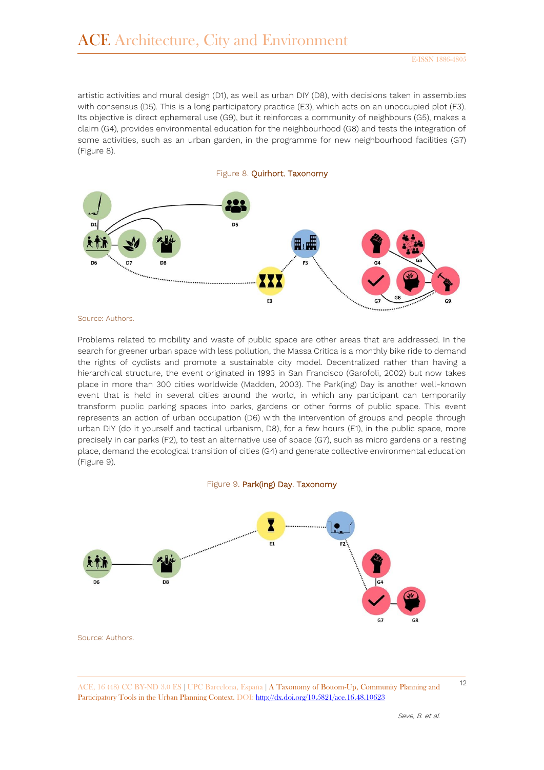artistic activities and mural design (D1), as well as urban DIY (D8), with decisions taken in assemblies with consensus (D5). This is a long participatory practice (E3), which acts on an unoccupied plot (F3). Its objective is direct ephemeral use (G9), but it reinforces a community of neighbours (G5), makes a claim (G4), provides environmental education for the neighbourhood (G8) and tests the integration of some activities, such as an urban garden, in the programme for new neighbourhood facilities (G7) (Figure 8).

Figure 8. **Quirhort. Taxonomy**

Source: Authors.

Problems related to mobility and waste of public space are other areas that are addressed. In the search for greener urban space with less pollution, the Massa Critica is a monthly bike ride to demand the rights of cyclists and promote a sustainable city model. Decentralized rather than having a hierarchical structure, the event originated in 1993 in San Francisco (Garofoli, 2002) but now takes place in more than 300 cities worldwide (Madden, 2003). The Park(ing) Day is another well-known event that is held in several cities around the world, in which any participant can temporarily transform public parking spaces into parks, gardens or other forms of public space. This event represents an action of urban occupation (D6) with the intervention of groups and people through urban DIY (do it yourself and tactical urbanism, D8), for a few hours (E1), in the public space, more precisely in car parks (F2), to test an alternative use of space (G7), such as micro gardens or a resting place, demand the ecological transition of cities (G4) and generate collective environmental education (Figure 9).

Figure 9. **Park(ing) Day. Taxonomy**

Source: Authors.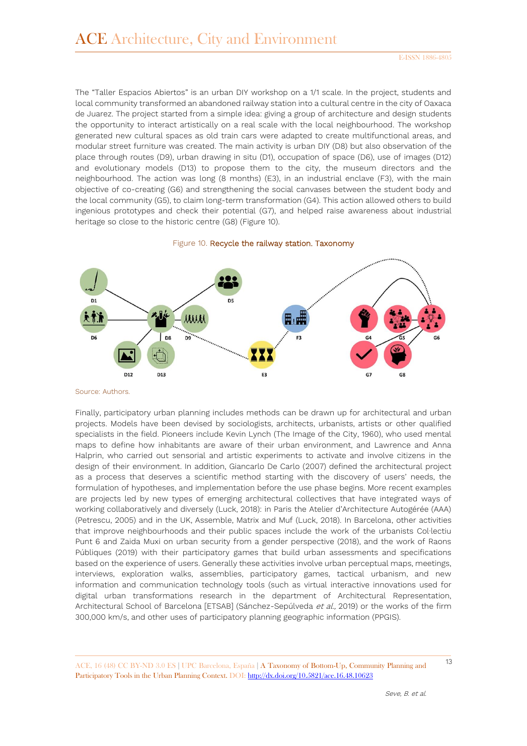The “Taller Espacios Abiertos” is an urban DIY workshop on a 1/1 scale. In the project, students and local community transformed an abandoned railway station into a cultural centre in the city of Oaxaca de Juarez. The project started from a simple idea: giving a group of architecture and design students the opportunity to interact artistically on a real scale with the local neighbourhood. The workshop generated new cultural spaces as old train cars were adapted to create multifunctional areas, and modular street furniture was created. The main activity is urban DIY (D8) but also observation of the place through routes (D9), urban drawing in situ (D1), occupation of space (D6), use of images (D12) and evolutionary models (D13) to propose them to the city, the museum directors and the neighbourhood. The action was long (8 months) (E3), in an industrial enclave (F3), with the main objective of co-creating (G6) and strengthening the social canvases between the student body and the local community (G5), to claim long-term transformation (G4). This action allowed others to build ingenious prototypes and check their potential (G7), and helped raise awareness about industrial heritage so close to the historic centre (G8) (Figure 10).

Figure 10. Recycle the railway station. Taxonomy

Source: Authors.

Finally, participatory urban planning includes methods can be drawn up for architectural and urban projects. Models have been devised by sociologists, architects, urbanists, artists or other qualified specialists in the field. Pioneers include Kevin Lynch (The Image of the City, 1960), who used mental maps to define how inhabitants are aware of their urban environment, and Lawrence and Anna Halprin, who carried out sensorial and artistic experiments to activate and involve citizens in the design of their environment. In addition, Giancarlo De Carlo (2007) defined the architectural project as a process that deserves a scientific method starting with the discovery of users' needs, the formulation of hypotheses, and implementation before the use phase begins. More recent examples are projects led by new types of emerging architectural collectives that have integrated ways of working collaboratively and diversely (Luck, 2018): in Paris the Atelier d'Architecture Autogérée (AAA) (Petrescu, 2005) and in the UK, Assemble, Matrix and Muf (Luck, 2018). In Barcelona, other activities that improve neighbourhoods and their public spaces include the work of the urbanists Col·lectiu Punt 6 and Zaida Muxi on urban security from a gender perspective (2018), and the work of Raons Públiques (2019) with their participatory games that build urban assessments and specifications based on the experience of users. Generally these activities involve urban perceptual maps, meetings, interviews, exploration walks, assemblies, participatory games, tactical urbanism, and new information and communication technology tools (such as virtual interactive innovations used for digital urban transformations research in the department of Architectural Representation, Architectural School of Barcelona [ETSAB] (Sánchez-Sepúlveda *et al.,* 2019) or the works of the firm 300,000 km/s, and other uses of participatory planning geographic information (PPGIS).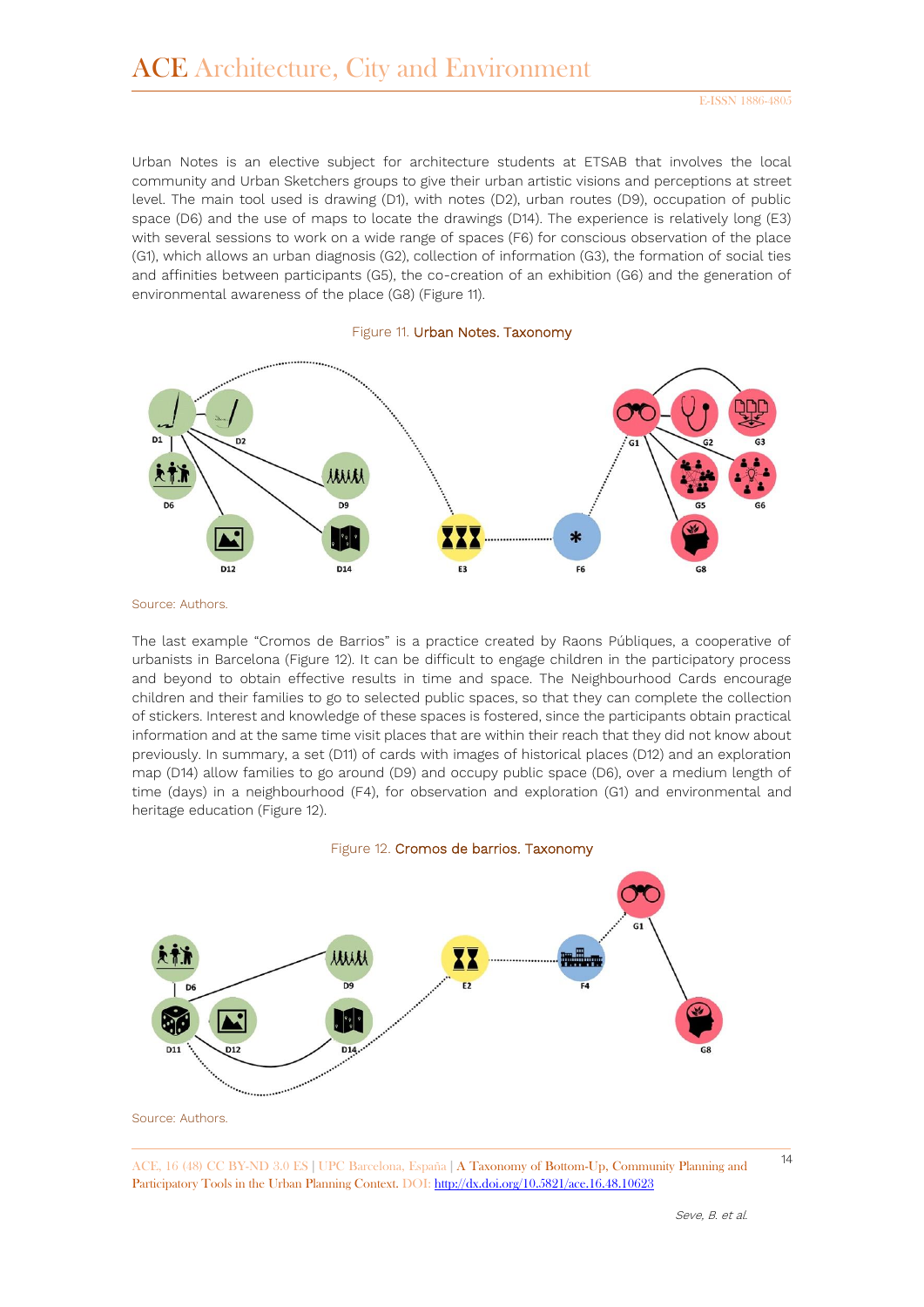Urban Notes is an elective subject for architecture students at ETSAB that involves the local community and Urban Sketchers groups to give their urban artistic visions and perceptions at street level. The main tool used is drawing (D1), with notes (D2), urban routes (D9), occupation of public space (D6) and the use of maps to locate the drawings (D14). The experience is relatively long (E3) with several sessions to work on a wide range of spaces (F6) for conscious observation of the place (G1), which allows an urban diagnosis (G2), collection of information (G3), the formation of social ties and affinities between participants (G5), the co-creation of an exhibition (G6) and the generation of environmental awareness of the place (G8) (Figure 11).

Figure 11. Urban Notes. Taxonomy

Source: Authors.

The last example "Cromos de Barrios" is a practice created by Raons Públiques, a cooperative of urbanists in Barcelona (Figure 12). It can be difficult to engage children in the participatory process and beyond to obtain effective results in time and space. The Neighbourhood Cards encourage children and their families to go to selected public spaces, so that they can complete the collection of stickers. Interest and knowledge of these spaces is fostered, since the participants obtain practical information and at the same time visit places that are within their reach that they did not know about previously. In summary, a set (D11) of cards with images of historical places (D12) and an exploration map (D14) allow families to go around (D9) and occupy public space (D6), over a medium length of time (days) in a neighbourhood (F4), for observation and exploration (G1) and environmental and heritage education (Figure 12).

Figure 12. Cromos de barrios. Taxonomy

Source: Authors.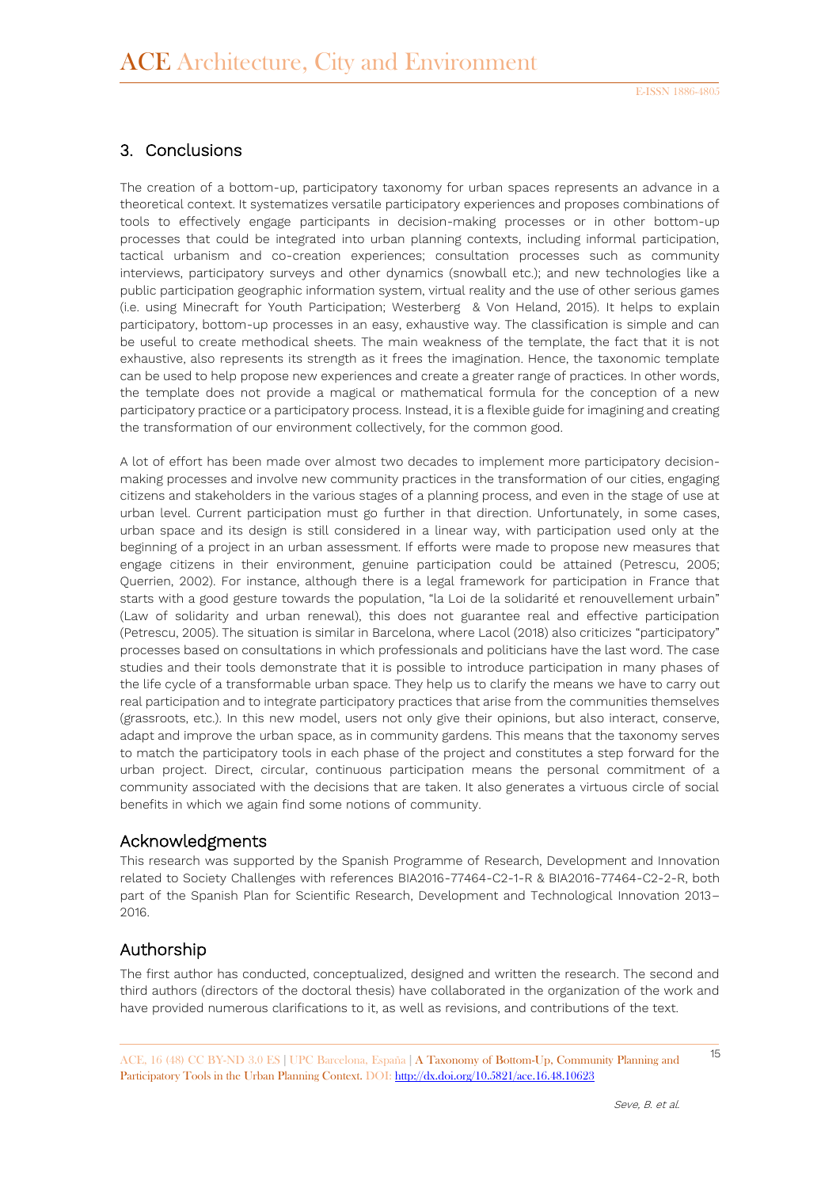## 3. Conclusions

The creation of a bottom-up, participatory taxonomy for urban spaces represents an advance in a theoretical context. It systematizes versatile participatory experiences and proposes combinations of tools to effectively engage participants in decision-making processes or in other bottom-up processes that could be integrated into urban planning contexts, including informal participation, tactical urbanism and co-creation experiences; consultation processes such as community interviews, participatory surveys and other dynamics (snowball etc.); and new technologies like a public participation geographic information system, virtual reality and the use of other serious games (i.e. using Minecraft for Youth Participation; Westerberg & Von Heland, 2015). It helps to explain participatory, bottom-up processes in an easy, exhaustive way. The classification is simple and can be useful to create methodical sheets. The main weakness of the template, the fact that it is not exhaustive, also represents its strength as it frees the imagination. Hence, the taxonomic template can be used to help propose new experiences and create a greater range of practices. In other words, the template does not provide a magical or mathematical formula for the conception of a new participatory practice or a participatory process. Instead, it is a flexible guide for imagining and creating the transformation of our environment collectively, for the common good.

A lot of effort has been made over almost two decades to implement more participatory decision-making processes and involve new community practices in the transformation of our cities, engaging citizens and stakeholders in the various stages of a planning process, and even in the stage of use at urban level. Current participation must go further in that direction. Unfortunately, in some cases, urban space and its design is still considered in a linear way, with participation used only at the beginning of a project in an urban assessment. If efforts were made to propose new measures that engage citizens in their environment, genuine participation could be attained (Petrescu, 2005; Querrien, 2002). For instance, although there is a legal framework for participation in France that starts with a good gesture towards the population, "la Loi de la solidarité et renouvellement urbain" (Law of solidarity and urban renewal), this does not guarantee real and effective participation (Petrescu, 2005). The situation is similar in Barcelona, where Lacol (2018) also criticizes "participatory" processes based on consultations in which professionals and politicians have the last word. The case studies and their tools demonstrate that it is possible to introduce participation in many phases of the life cycle of a transformable urban space. They help us to clarify the means we have to carry out real participation and to integrate participatory practices that arise from the communities themselves (grassroots, etc.). In this new model, users not only give their opinions, but also interact, conserve, adapt and improve the urban space, as in community gardens. This means that the taxonomy serves to match the participatory tools in each phase of the project and constitutes a step forward for the urban project. Direct, circular, continuous participation means the personal commitment of a community associated with the decisions that are taken. It also generates a virtuous circle of social benefits in which we again find some notions of community.

## Acknowledgments

This research was supported by the Spanish Programme of Research, Development and Innovation related to Society Challenges with references BIA2016-77464-C2-1-R & BIA2016-77464-C2-2-R, both part of the Spanish Plan for Scientific Research, Development and Technological Innovation 2013–2016.

## Authorship

The first author has conducted, conceptualized, designed and written the research. The second and third authors (directors of the doctoral thesis) have collaborated in the organization of the work and have provided numerous clarifications to it, as well as revisions, and contributions of the text.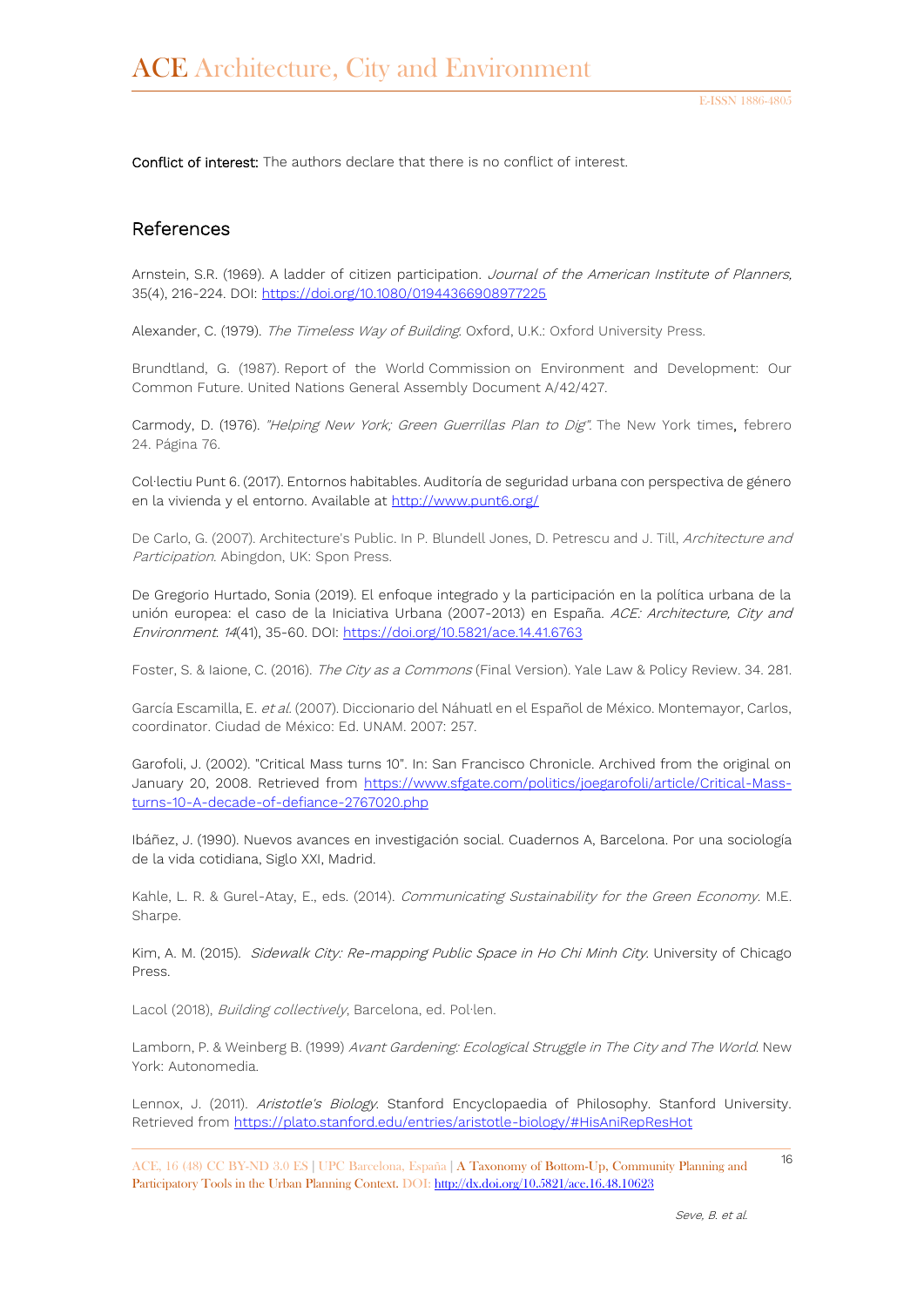**Conflict of interest:** The authors declare that there is no conflict of interest.

## References

Arnstein, S.R. (1969). A ladder of citizen participation. *Journal of the American Institute of Planners,* 35(4), 216-224. DOI: https://doi.org/10.1080/01944366908977225

Alexander, C. (1979). *The Timeless Way of Building*. Oxford, U.K.: Oxford University Press.

Brundtland, G. (1987). Report of the World Commission on Environment and Development: Our Common Future. United Nations General Assembly Document A/42/427.

Carmody, D. (1976). *"Helping New York; Green Guerrillas Plan to Dig"*. The New York times, febrero 24. Página 76.

Col·lectiu Punt 6. (2017). Entornos habitables. Auditoría de seguridad urbana con perspectiva de género en la vivienda y el entorno. Available at http://www.punt6.org/

De Carlo, G. (2007). Architecture's Public. In P. Blundell Jones, D. Petrescu and J. Till, *Architecture and Participation*. Abingdon, UK: Spon Press.

De Gregorio Hurtado, Sonia (2019). El enfoque integrado y la participación en la política urbana de la unión europea: el caso de la Iniciativa Urbana (2007-2013) en España. *ACE: Architecture, City and Environment*. *14*(41), 35-60. DOI: https://doi.org/10.5821/ace.14.41.6763

Foster, S. & Iaione, C. (2016). *The City as a Commons* (Final Version). Yale Law & Policy Review. 34. 281.

García Escamilla, E. *et al.* (2007). Diccionario del Náhuatl en el Español de México. Montemayor, Carlos, coordinator. Ciudad de México: Ed. UNAM. 2007: 257.

Garofoli, J. (2002). "Critical Mass turns 10". In: San Francisco Chronicle. Archived from the original on January 20, 2008. Retrieved from https://www.sfgate.com/politics/joegarofoli/article/Critical-Mass-turns-10-A-decade-of-defiance-2767020.php

Ibáñez, J. (1990). Nuevos avances en investigación social. Cuadernos A, Barcelona. Por una sociología de la vida cotidiana, Siglo XXI, Madrid.

Kahle, L. R. & Gurel-Atay, E., eds. (2014). *Communicating Sustainability for the Green Economy*. M.E. Sharpe.

Kim, A. M. (2015). *Sidewalk City: Re-mapping Public Space in Ho Chi Minh City*. University of Chicago Press.

Lacol (2018), *Building collectively*, Barcelona, ed. Pol·len.

Lamborn, P. & Weinberg B. (1999) *Avant Gardening: Ecological Struggle in The City and The World*. New York: Autonomedia.

Lennox, J. (2011). *Aristotle's Biology*. Stanford Encyclopaedia of Philosophy. Stanford University. Retrieved from https://plato.stanford.edu/entries/aristotle-biology/#HisAniRepResHot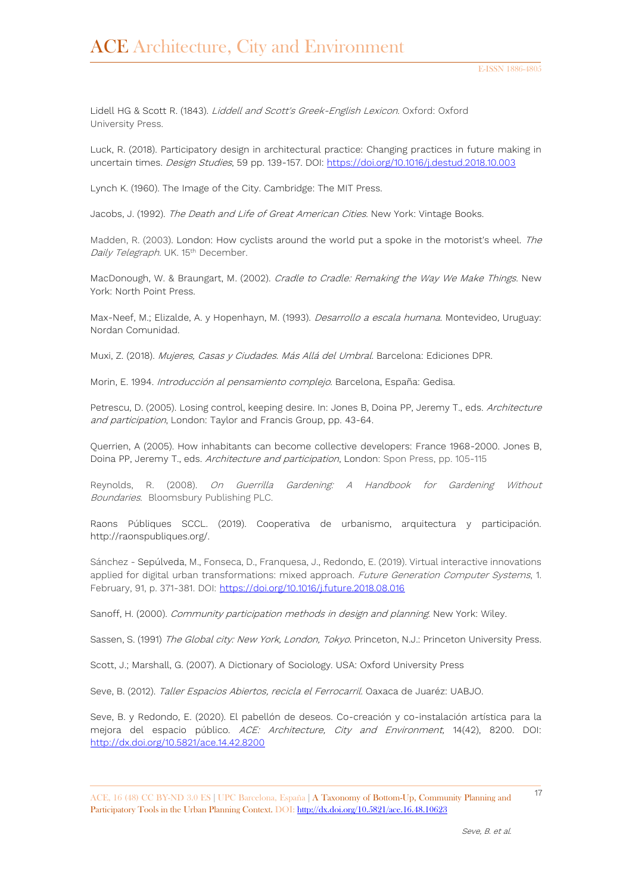Lidell HG & Scott R. (1843). *Liddell and Scott's Greek-English Lexicon*. Oxford: Oxford University Press.

Luck, R. (2018). Participatory design in architectural practice: Changing practices in future making in uncertain times. *Design Studies*, 59 pp. 139-157. DOI: https://doi.org/10.1016/j.destud.2018.10.003

Lynch K. (1960). The Image of the City. Cambridge: The MIT Press.

Jacobs, J. (1992). *The Death and Life of Great American Cities*. New York: Vintage Books.

Madden, R. (2003). London: How cyclists around the world put a spoke in the motorist's wheel. *The Daily Telegraph*. UK. 15th December.

MacDonough, W. & Braungart, M. (2002). *Cradle to Cradle: Remaking the Way We Make Things*. New York: North Point Press.

Max-Neef, M.; Elizalde, A. y Hopenhayn, M. (1993). *Desarrollo a escala humana*. Montevideo, Uruguay: Nordan Comunidad.

Muxi, Z. (2018). *Mujeres, Casas y Ciudades. Más Allá del Umbral*. Barcelona: Ediciones DPR.

Morin, E. 1994. *Introducción al pensamiento complejo*. Barcelona, España: Gedisa.

Petrescu, D. (2005). Losing control, keeping desire. In: Jones B, Doina PP, Jeremy T., eds. *Architecture and participation*, London: Taylor and Francis Group, pp. 43-64.

Querrien, A (2005). How inhabitants can become collective developers: France 1968-2000. Jones B, Doina PP, Jeremy T., eds. *Architecture and participation*, London: Spon Press, pp. 105-115

Reynolds, R. (2008). *On Guerrilla Gardening: A Handbook for Gardening Without Boundaries*. Bloomsbury Publishing PLC.

Raons Públiques SCCL. (2019). Cooperativa de urbanismo, arquitectura y participación. http://raonspubliques.org/.

Sánchez - Sepúlveda, M., Fonseca, D., Franquesa, J., Redondo, E. (2019). Virtual interactive innovations applied for digital urban transformations: mixed approach. *Future Generation Computer Systems*, 1. February, 91, p. 371-381. DOI: https://doi.org/10.1016/j.future.2018.08.016

Sanoff, H. (2000). *Community participation methods in design and planning*. New York: Wiley.

Sassen, S. (1991) *The Global city: New York, London, Tokyo*. Princeton, N.J.: Princeton University Press.

Scott, J.; Marshall, G. (2007). A Dictionary of Sociology. USA: Oxford University Press

Seve, B. (2012). *Taller Espacios Abiertos, recicla el Ferrocarril*. Oaxaca de Juaréz: UABJO.

Seve, B. y Redondo, E. (2020). El pabellón de deseos. Co-creación y co-instalación artística para la mejora del espacio público. *ACE: Architecture, City and Environment*, 14(42), 8200. DOI: http://dx.doi.org/10.5821/ace.14.42.8200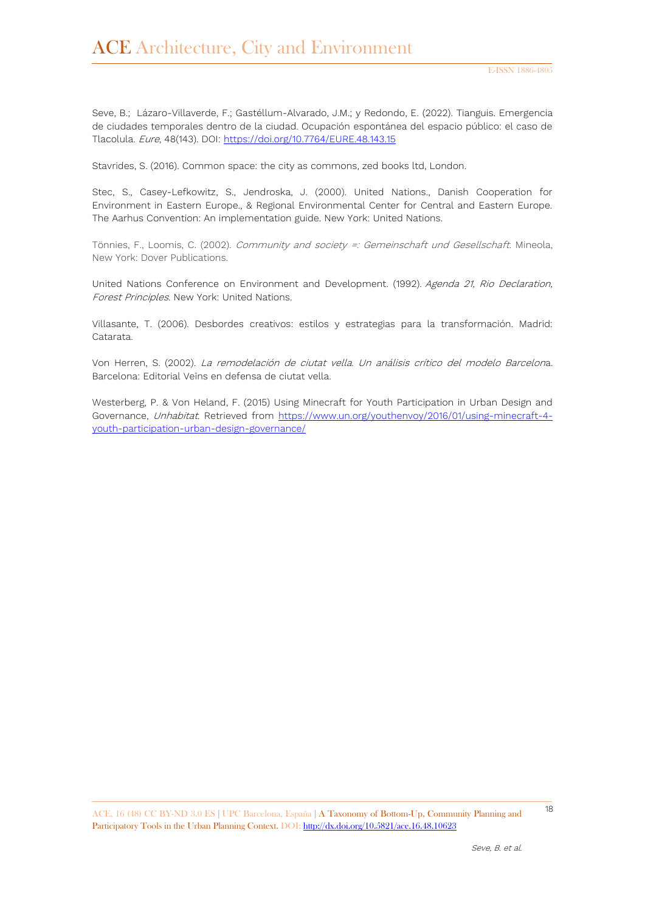Seve, B.; Lázaro-Villaverde, F.; Gastéllum-Alvarado, J.M.; y Redondo, E. (2022). Tianguis. Emergencia de ciudades temporales dentro de la ciudad. Ocupación espontánea del espacio público: el caso de Tlacolula. *Eure*, 48(143). DOI: https://doi.org/10.7764/EURE.48.143.15

Stavrides, S. (2016). Common space: the city as commons, zed books ltd, London.

Stec, S., Casey-Lefkowitz, S., Jendroska, J. (2000). United Nations., Danish Cooperation for Environment in Eastern Europe., & Regional Environmental Center for Central and Eastern Europe. The Aarhus Convention: An implementation guide. New York: United Nations.

Tönnies, F., Loomis, C. (2002). *Community and society =: Gemeinschaft und Gesellschaft*. Mineola, New York: Dover Publications.

United Nations Conference on Environment and Development. (1992). *Agenda 21, Rio Declaration, Forest Principles*. New York: United Nations.

Villasante, T. (2006). Desbordes creativos: estilos y estrategias para la transformación. Madrid: Catarata.

Von Herren, S. (2002). *La remodelación de ciutat vella. Un análisis crítico del modelo Barcelon*a. Barcelona: Editorial Veïns en defensa de ciutat vella.

Westerberg, P. & Von Heland, F. (2015) Using Minecraft for Youth Participation in Urban Design and Governance, *Unhabitat*. Retrieved from https://www.un.org/youthenvoy/2016/01/using-minecraft-4-youth-participation-urban-design-governance/